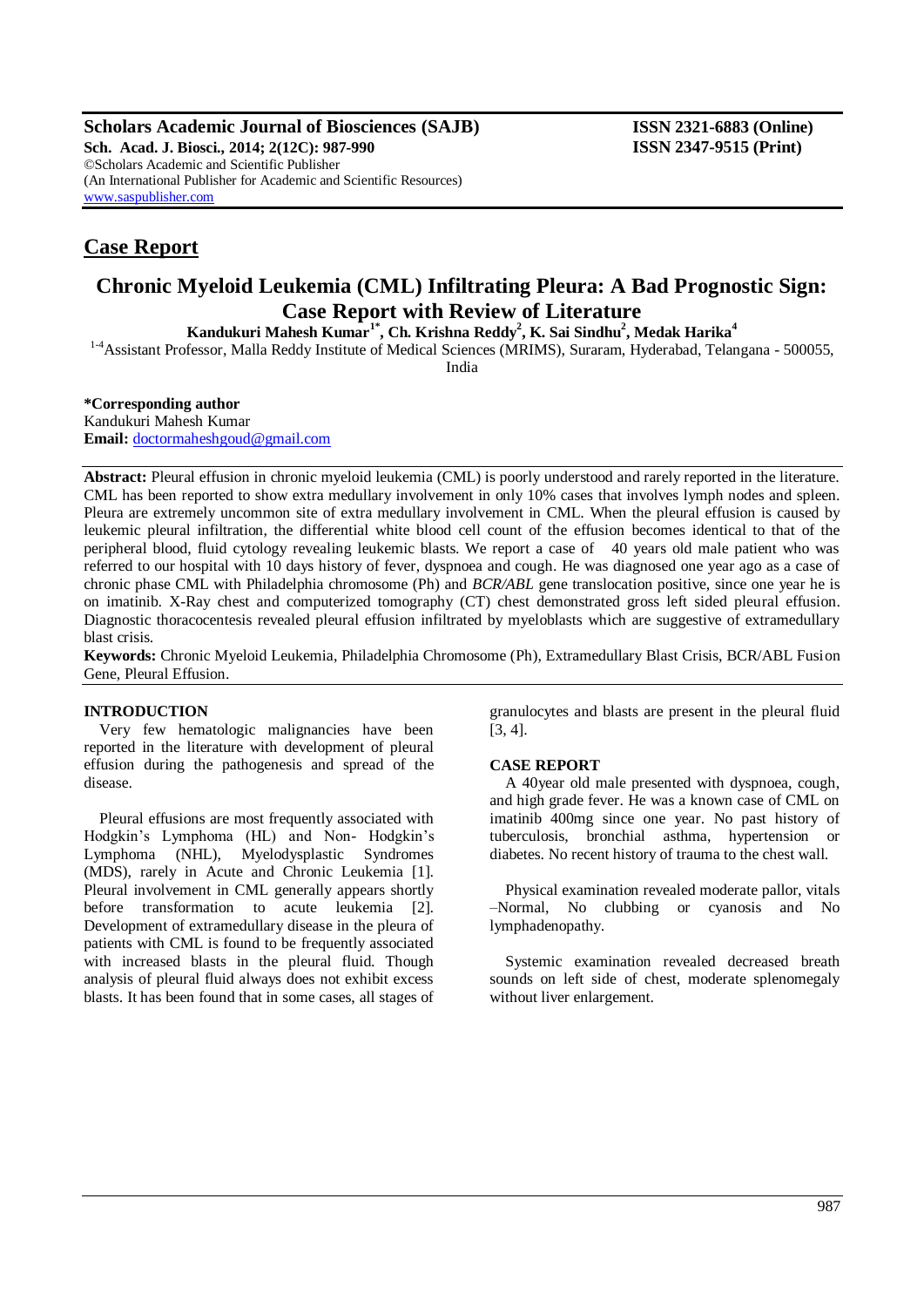**Scholars Academic Journal of Biosciences (SAJB)** **ISSN 2321-6883 (Online)**
**Sch. Acad. J. Biosci., 2014; 2(12C): 987-990** **ISSN 2347-9515 (Print)**
©Scholars Academic and Scientific Publisher
(An International Publisher for Academic and Scientific Resources)
www.saspublisher.com

## Case Report

# Chronic Myeloid Leukemia (CML) Infiltrating Pleura: A Bad Prognostic Sign: Case Report with Review of Literature

**Kandukuri Mahesh Kumar[1*], Ch. Krishna Reddy[2], K. Sai Sindhu[2], Medak Harika[4]**

[1-4]Assistant Professor, Malla Reddy Institute of Medical Sciences (MRIMS), Suraram, Hyderabad, Telangana - 500055, India

**\*Corresponding author**
Kandukuri Mahesh Kumar
**Email:** doctormaheshgoud@gmail.com

**Abstract:** Pleural effusion in chronic myeloid leukemia (CML) is poorly understood and rarely reported in the literature. CML has been reported to show extra medullary involvement in only 10% cases that involves lymph nodes and spleen. Pleura are extremely uncommon site of extra medullary involvement in CML. When the pleural effusion is caused by leukemic pleural infiltration, the differential white blood cell count of the effusion becomes identical to that of the peripheral blood, fluid cytology revealing leukemic blasts. We report a case of 40 years old male patient who was referred to our hospital with 10 days history of fever, dyspnoea and cough. He was diagnosed one year ago as a case of chronic phase CML with Philadelphia chromosome (Ph) and *BCR/ABL* gene translocation positive, since one year he is on imatinib. X-Ray chest and computerized tomography (CT) chest demonstrated gross left sided pleural effusion. Diagnostic thoracocentesis revealed pleural effusion infiltrated by myeloblasts which are suggestive of extramedullary blast crisis.

**Keywords:** Chronic Myeloid Leukemia, Philadelphia Chromosome (Ph), Extramedullary Blast Crisis, BCR/ABL Fusion Gene, Pleural Effusion.

## INTRODUCTION

Very few hematologic malignancies have been reported in the literature with development of pleural effusion during the pathogenesis and spread of the disease.

Pleural effusions are most frequently associated with Hodgkin's Lymphoma (HL) and Non- Hodgkin's Lymphoma (NHL), Myelodysplastic Syndromes (MDS), rarely in Acute and Chronic Leukemia [1]. Pleural involvement in CML generally appears shortly before transformation to acute leukemia [2]. Development of extramedullary disease in the pleura of patients with CML is found to be frequently associated with increased blasts in the pleural fluid. Though analysis of pleural fluid always does not exhibit excess blasts. It has been found that in some cases, all stages of granulocytes and blasts are present in the pleural fluid [3, 4].

## CASE REPORT

A 40year old male presented with dyspnoea, cough, and high grade fever. He was a known case of CML on imatinib 400mg since one year. No past history of tuberculosis, bronchial asthma, hypertension or diabetes. No recent history of trauma to the chest wall.

Physical examination revealed moderate pallor, vitals –Normal, No clubbing or cyanosis and No lymphadenopathy.

Systemic examination revealed decreased breath sounds on left side of chest, moderate splenomegaly without liver enlargement.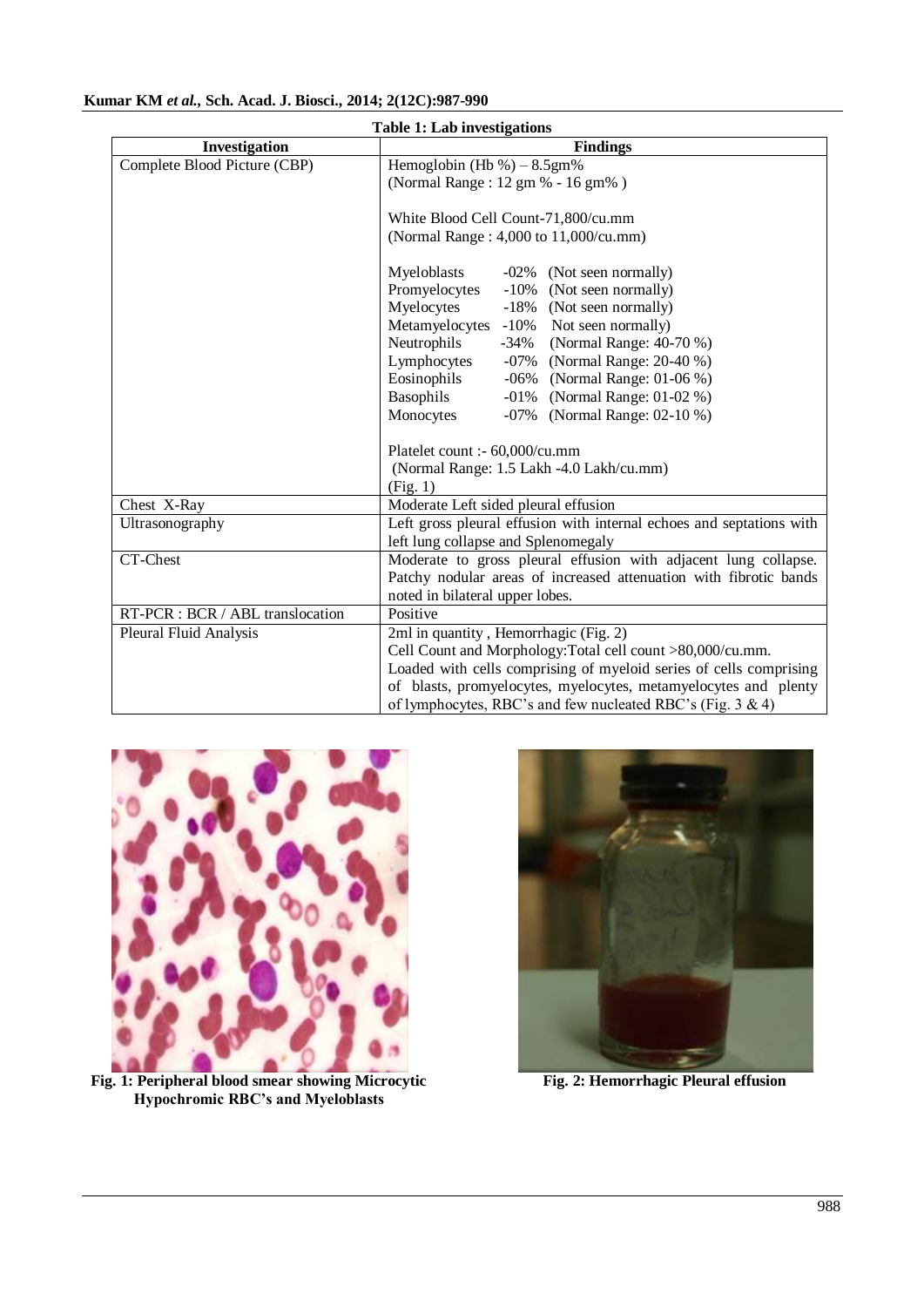**Table 1: Lab investigations**

| Investigation | Findings |
|---|---|
| Complete Blood Picture (CBP) | Hemoglobin (Hb %) – 8.5gm% <br> (Normal Range : 12 gm % - 16 gm% ) <br><br> White Blood Cell Count-71,800/cu.mm <br> (Normal Range : 4,000 to 11,000/cu.mm) <br><br> Myeloblasts -02% (Not seen normally) <br> Promyelocytes -10% (Not seen normally) <br> Myelocytes -18% (Not seen normally) <br> Metamyelocytes -10% Not seen normally) <br> Neutrophils -34% (Normal Range: 40-70 %) <br> Lymphocytes -07% (Normal Range: 20-40 %) <br> Eosinophils -06% (Normal Range: 01-06 %) <br> Basophils -01% (Normal Range: 01-02 %) <br> Monocytes -07% (Normal Range: 02-10 %) <br><br> Platelet count :- 60,000/cu.mm <br> (Normal Range: 1.5 Lakh -4.0 Lakh/cu.mm) <br> (Fig. 1) |
| Chest X-Ray | Moderate Left sided pleural effusion |
| Ultrasonography | Left gross pleural effusion with internal echoes and septations with left lung collapse and Splenomegaly |
| CT-Chest | Moderate to gross pleural effusion with adjacent lung collapse. Patchy nodular areas of increased attenuation with fibrotic bands noted in bilateral upper lobes. |
| RT-PCR : BCR / ABL translocation | Positive |
| Pleural Fluid Analysis | 2ml in quantity , Hemorrhagic (Fig. 2) <br> Cell Count and Morphology:Total cell count >80,000/cu.mm. <br> Loaded with cells comprising of myeloid series of cells comprising of blasts, promyelocytes, myelocytes, metamyelocytes and plenty of lymphocytes, RBC's and few nucleated RBC's (Fig. 3 & 4) |

**Fig. 1: Peripheral blood smear showing Microcytic Hypochromic RBC's and Myeloblasts**

**Fig. 2: Hemorrhagic Pleural effusion**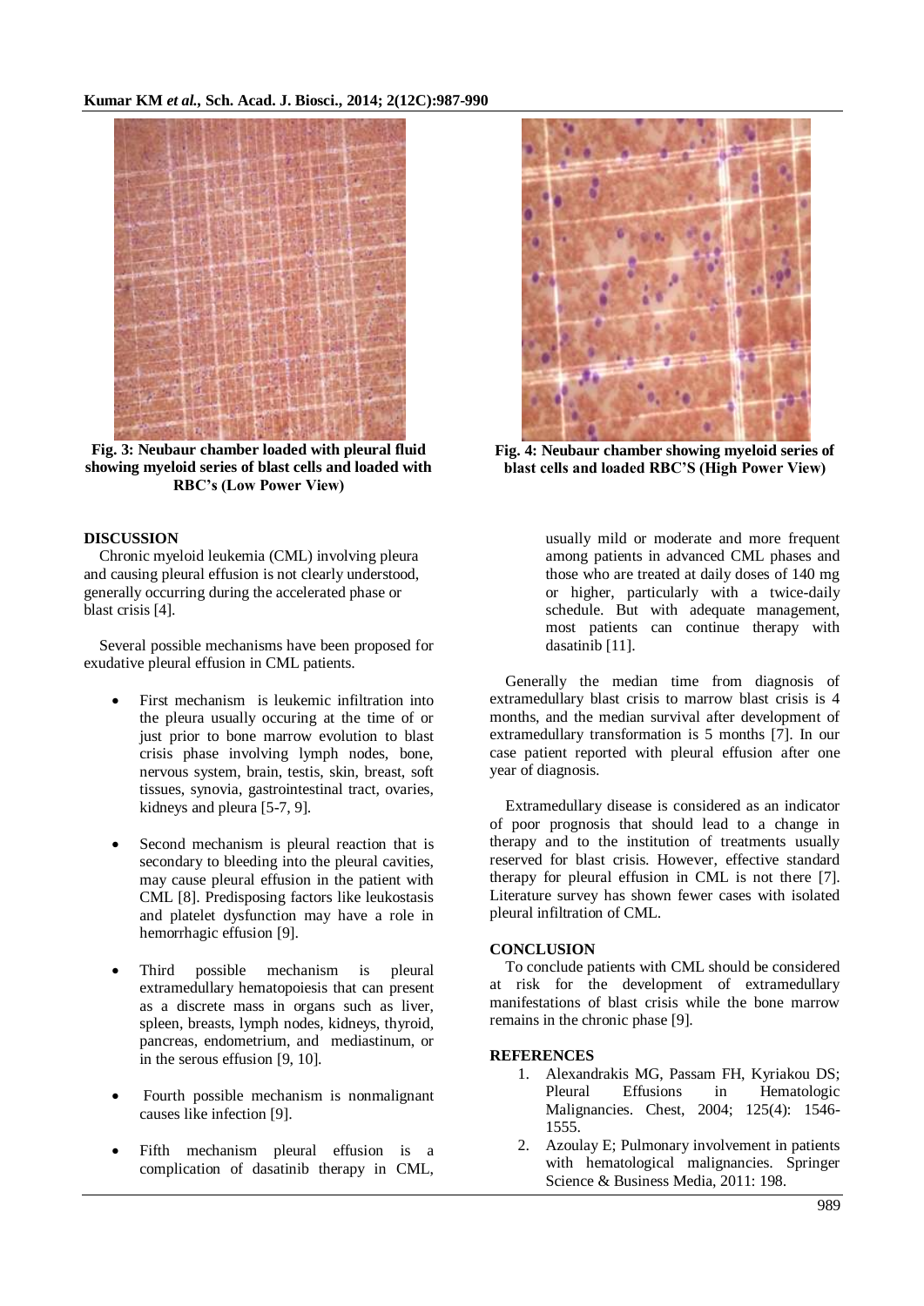Fig. 3: Neubaur chamber loaded with pleural fluid showing myeloid series of blast cells and loaded with RBC's (Low Power View)

Fig. 4: Neubaur chamber showing myeloid series of blast cells and loaded RBC'S (High Power View)

## DISCUSSION

Chronic myeloid leukemia (CML) involving pleura and causing pleural effusion is not clearly understood, generally occurring during the accelerated phase or blast crisis [4].

Several possible mechanisms have been proposed for exudative pleural effusion in CML patients.

- First mechanism is leukemic infiltration into the pleura usually occuring at the time of or just prior to bone marrow evolution to blast crisis phase involving lymph nodes, bone, nervous system, brain, testis, skin, breast, soft tissues, synovia, gastrointestinal tract, ovaries, kidneys and pleura [5-7, 9].
- Second mechanism is pleural reaction that is secondary to bleeding into the pleural cavities, may cause pleural effusion in the patient with CML [8]. Predisposing factors like leukostasis and platelet dysfunction may have a role in hemorrhagic effusion [9].
- Third possible mechanism is pleural extramedullary hematopoiesis that can present as a discrete mass in organs such as liver, spleen, breasts, lymph nodes, kidneys, thyroid, pancreas, endometrium, and mediastinum, or in the serous effusion [9, 10].
- Fourth possible mechanism is nonmalignant causes like infection [9].
- Fifth mechanism pleural effusion is a complication of dasatinib therapy in CML, usually mild or moderate and more frequent among patients in advanced CML phases and those who are treated at daily doses of 140 mg or higher, particularly with a twice-daily schedule. But with adequate management, most patients can continue therapy with dasatinib [11].

Generally the median time from diagnosis of extramedullary blast crisis to marrow blast crisis is 4 months, and the median survival after development of extramedullary transformation is 5 months [7]. In our case patient reported with pleural effusion after one year of diagnosis.

Extramedullary disease is considered as an indicator of poor prognosis that should lead to a change in therapy and to the institution of treatments usually reserved for blast crisis. However, effective standard therapy for pleural effusion in CML is not there [7]. Literature survey has shown fewer cases with isolated pleural infiltration of CML.

## CONCLUSION

To conclude patients with CML should be considered at risk for the development of extramedullary manifestations of blast crisis while the bone marrow remains in the chronic phase [9].

## REFERENCES

1. Alexandrakis MG, Passam FH, Kyriakou DS; Pleural Effusions in Hematologic Malignancies. Chest, 2004; 125(4): 1546-1555.
2. Azoulay E; Pulmonary involvement in patients with hematological malignancies. Springer Science & Business Media, 2011: 198.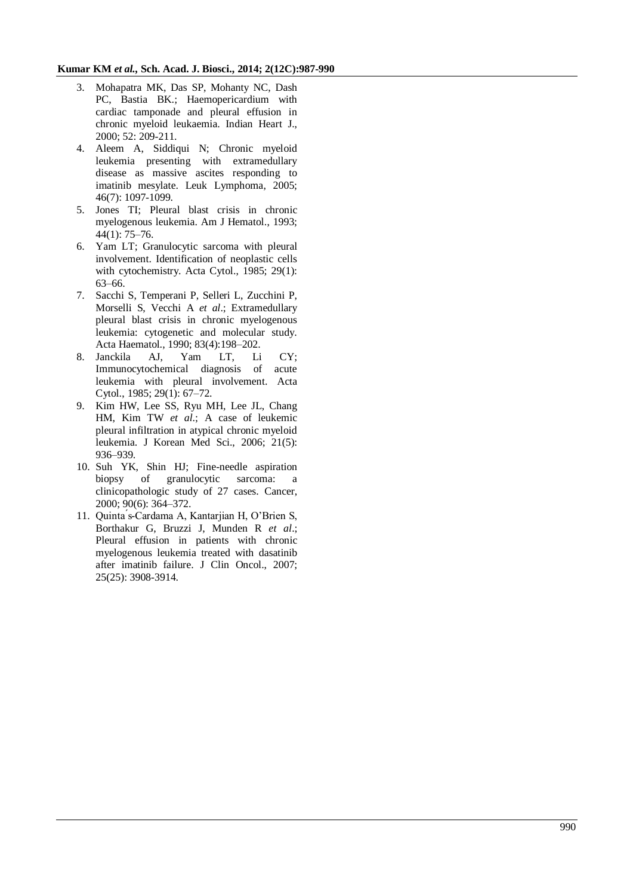3. Mohapatra MK, Das SP, Mohanty NC, Dash PC, Bastia BK.; Haemopericardium with cardiac tamponade and pleural effusion in chronic myeloid leukaemia. Indian Heart J., 2000; 52: 209-211.
4. Aleem A, Siddiqui N; Chronic myeloid leukemia presenting with extramedullary disease as massive ascites responding to imatinib mesylate. Leuk Lymphoma, 2005; 46(7): 1097-1099.
5. Jones TI; Pleural blast crisis in chronic myelogenous leukemia. Am J Hematol., 1993; 44(1): 75–76.
6. Yam LT; Granulocytic sarcoma with pleural involvement. Identification of neoplastic cells with cytochemistry. Acta Cytol., 1985; 29(1): 63–66.
7. Sacchi S, Temperani P, Selleri L, Zucchini P, Morselli S, Vecchi A *et al*.; Extramedullary pleural blast crisis in chronic myelogenous leukemia: cytogenetic and molecular study. Acta Haematol., 1990; 83(4):198–202.
8. Janckila AJ, Yam LT, Li CY; Immunocytochemical diagnosis of acute leukemia with pleural involvement. Acta Cytol., 1985; 29(1): 67–72.
9. Kim HW, Lee SS, Ryu MH, Lee JL, Chang HM, Kim TW *et al*.; A case of leukemic pleural infiltration in atypical chronic myeloid leukemia. J Korean Med Sci., 2006; 21(5): 936–939.
10. Suh YK, Shin HJ; Fine-needle aspiration biopsy of granulocytic sarcoma: a clinicopathologic study of 27 cases. Cancer, 2000; 90(6): 364–372.
11. Quintás-Cardama A, Kantarjian H, O'Brien S, Borthakur G, Bruzzi J, Munden R *et al*.; Pleural effusion in patients with chronic myelogenous leukemia treated with dasatinib after imatinib failure. J Clin Oncol., 2007; 25(25): 3908-3914.